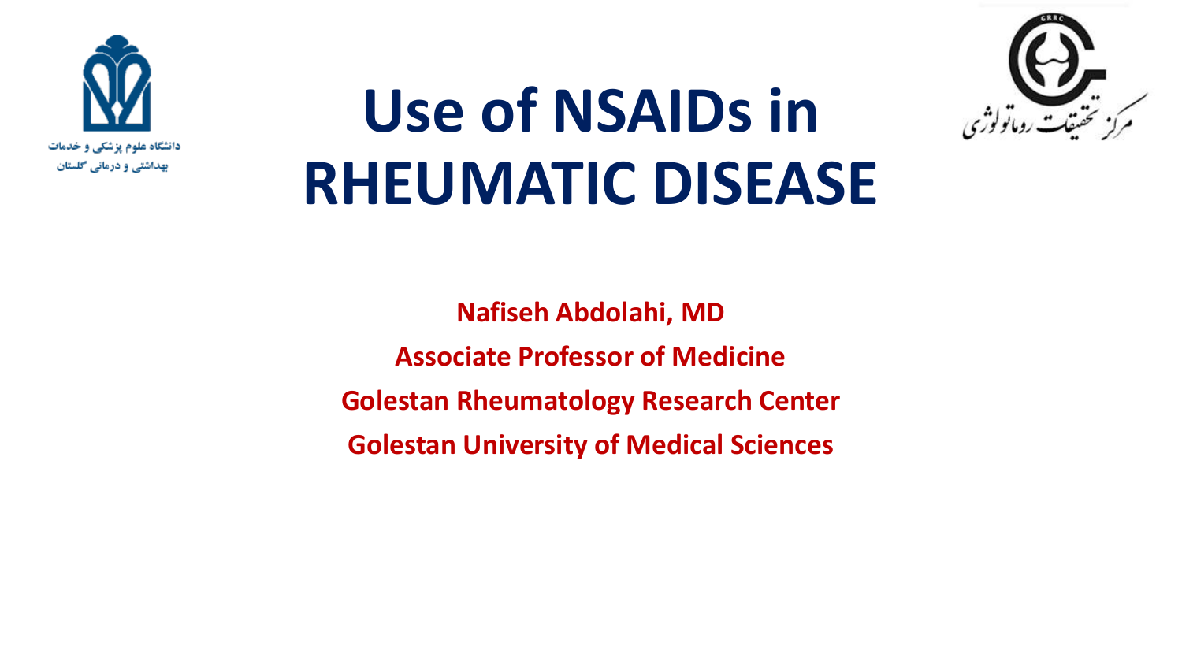دانشگاه علوم پزشکی و خدمات بهداشتی و درمانی گلستان

# Use of NSAIDs in RHEUMATIC DISEASE

GRRC

مرکز تحقیقات روماتولوژی

**Nafiseh Abdolahi, MD**

**Associate Professor of Medicine**

**Golestan Rheumatology Research Center**

**Golestan University of Medical Sciences**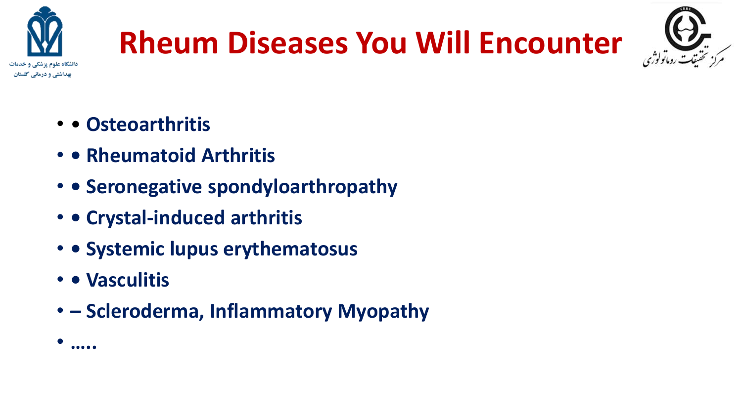# Rheum Diseases You Will Encounter

- • Osteoarthritis
- • Rheumatoid Arthritis
- • Seronegative spondyloarthropathy
- • Crystal-induced arthritis
- • Systemic lupus erythematosus
- • Vasculitis
- – Scleroderma, Inflammatory Myopathy
- …..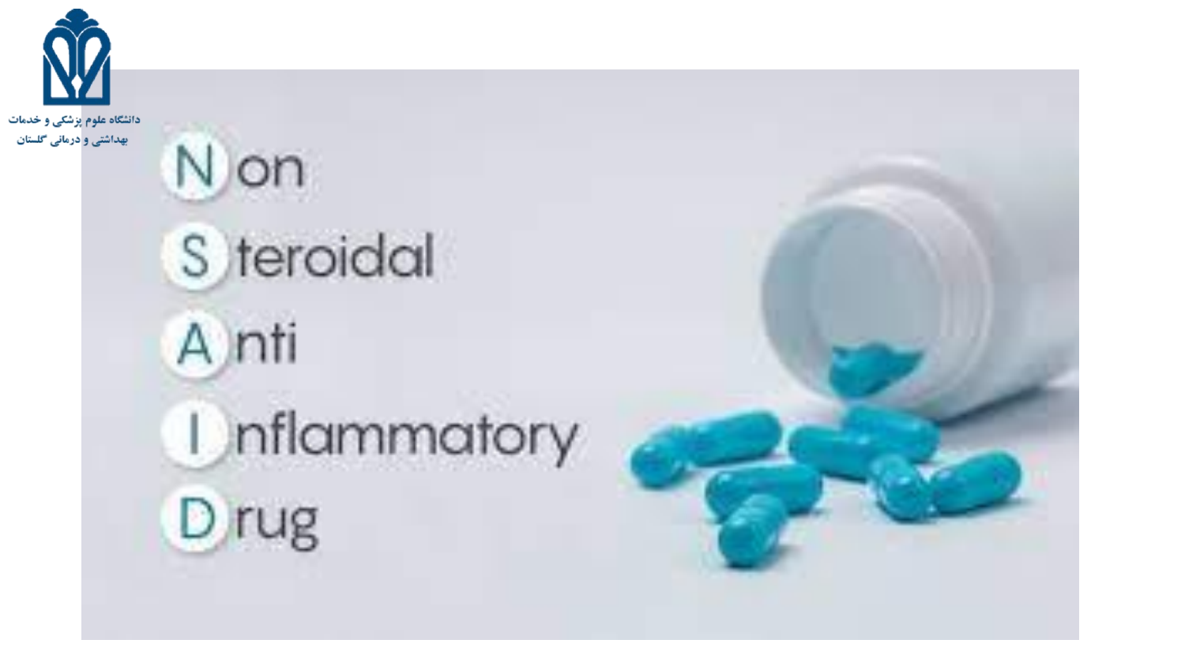دانشگاه علوم پزشکی و خدمات بهداشتی و درمانی گلستان

Non Steroidal Anti Inflammatory Drug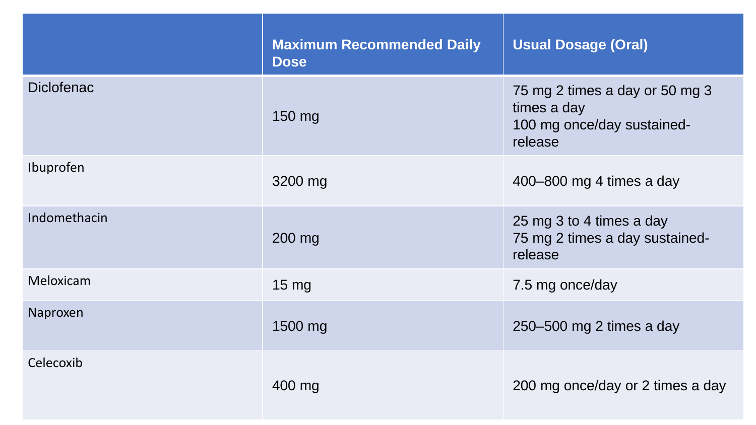| | Maximum Recommended Daily Dose | Usual Dosage (Oral) |
|---|---|---|
| Diclofenac | 150 mg | 75 mg 2 times a day or 50 mg 3 times a day<br>100 mg once/day sustained-release |
| Ibuprofen | 3200 mg | 400–800 mg 4 times a day |
| Indomethacin | 200 mg | 25 mg 3 to 4 times a day<br>75 mg 2 times a day sustained-release |
| Meloxicam | 15 mg | 7.5 mg once/day |
| Naproxen | 1500 mg | 250–500 mg 2 times a day |
| Celecoxib | 400 mg | 200 mg once/day or 2 times a day |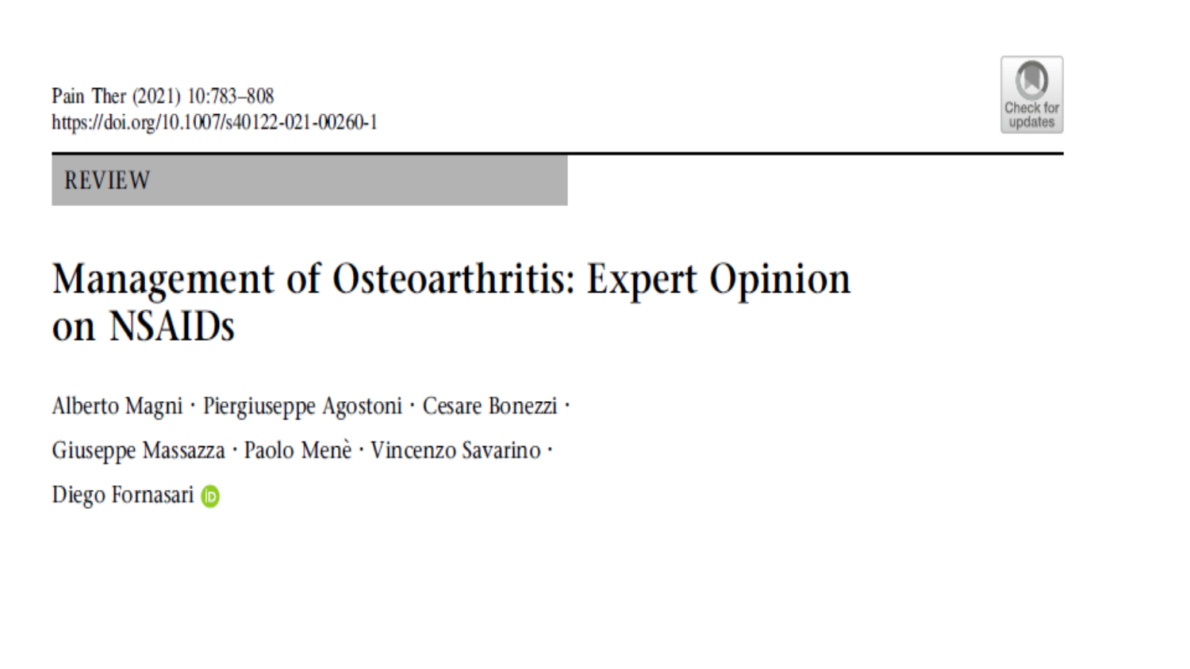REVIEW

# Management of Osteoarthritis: Expert Opinion on NSAIDs

Alberto Magni · Piergiuseppe Agostoni · Cesare Bonezzi ·
Giuseppe Massazza · Paolo Menè · Vincenzo Savarino ·
Diego Fornasari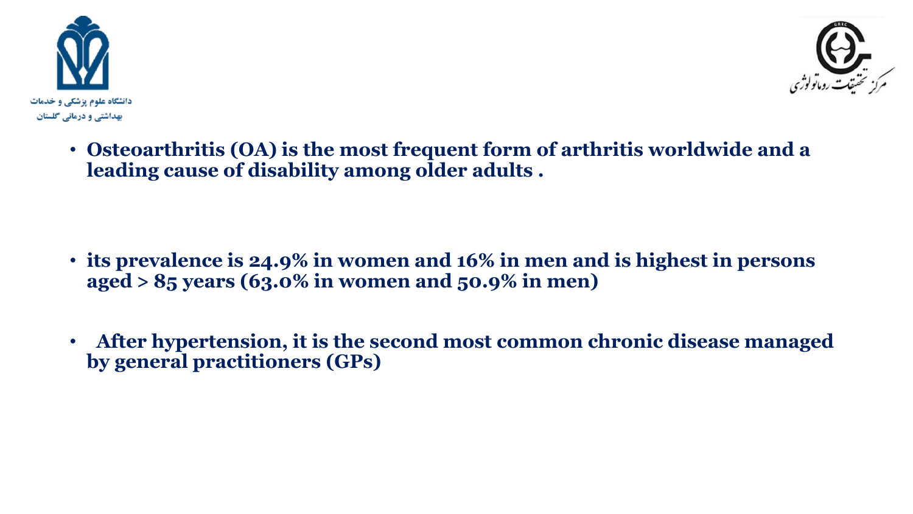- **Osteoarthritis (OA) is the most frequent form of arthritis worldwide and a leading cause of disability among older adults .**

- **its prevalence is 24.9% in women and 16% in men and is highest in persons aged > 85 years (63.0% in women and 50.9% in men)**

- **After hypertension, it is the second most common chronic disease managed by general practitioners (GPs)**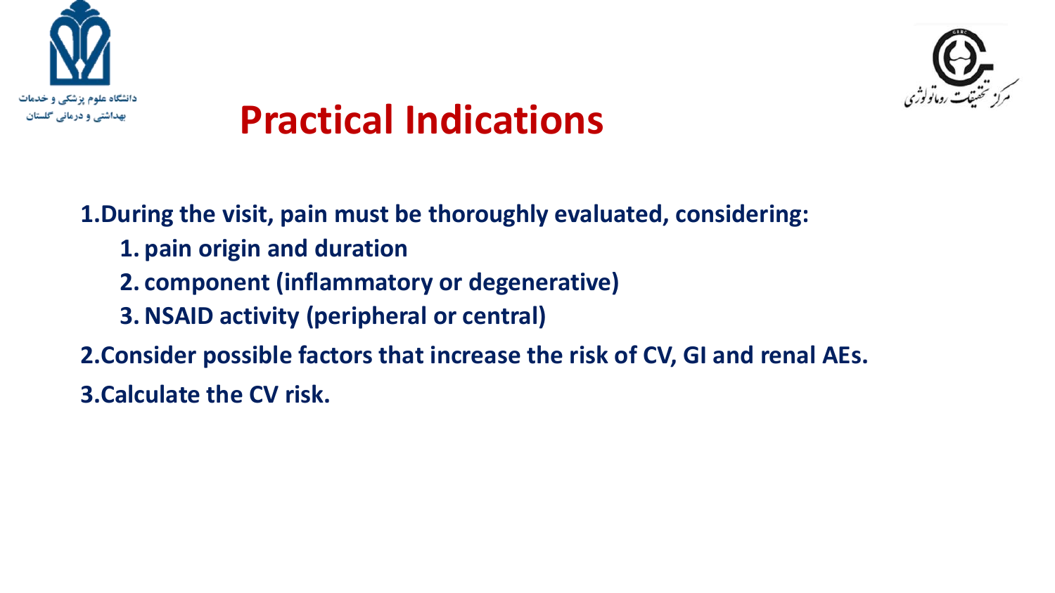# Practical Indications

1. During the visit, pain must be thoroughly evaluated, considering:
    1. pain origin and duration
    2. component (inflammatory or degenerative)
    3. NSAID activity (peripheral or central)
2. Consider possible factors that increase the risk of CV, GI and renal AEs.
3. Calculate the CV risk.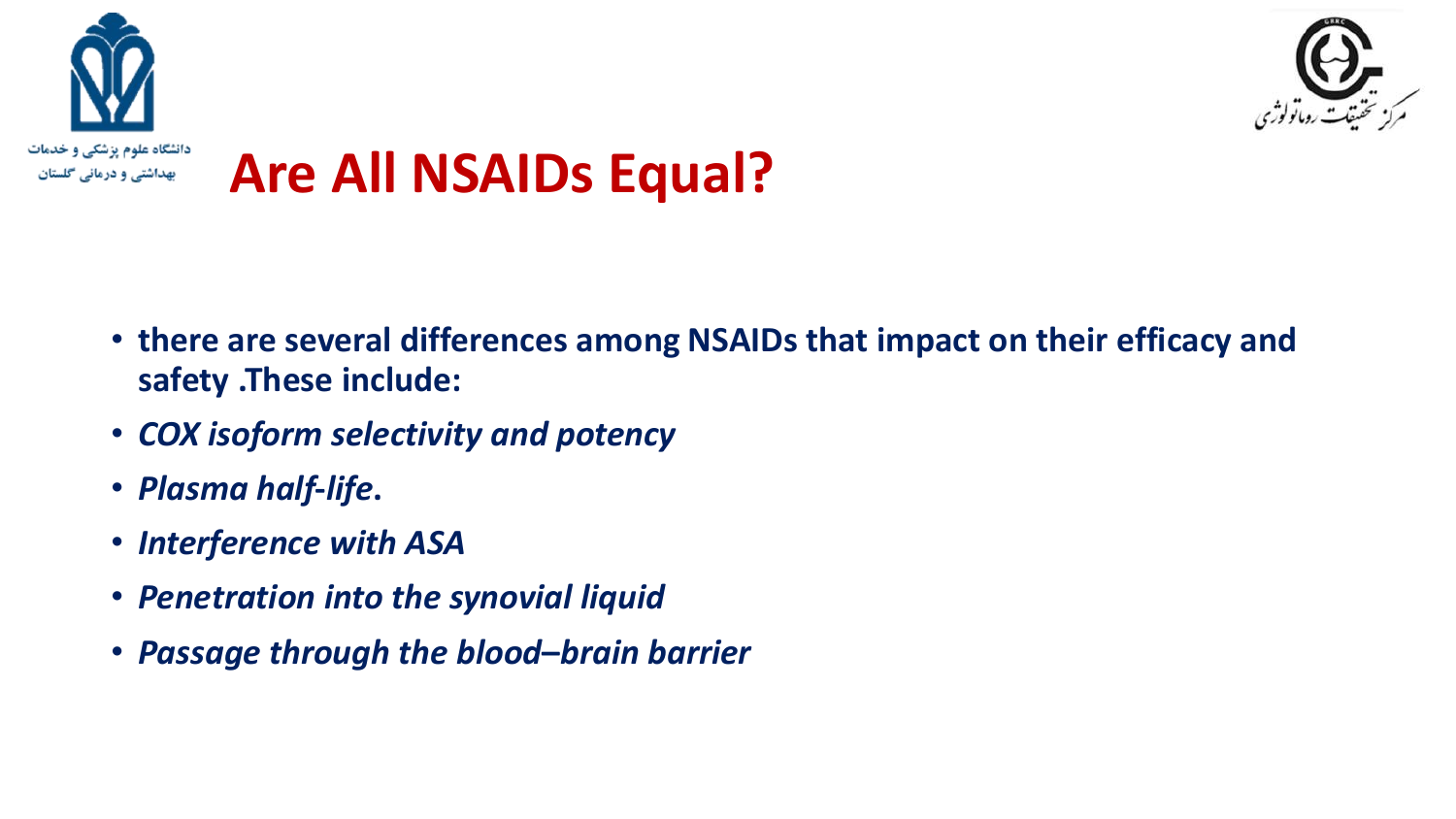# Are All NSAIDs Equal?

- **there are several differences among NSAIDs that impact on their efficacy and safety .These include:**
- ***COX isoform selectivity and potency***
- ***Plasma half-life*.**
- ***Interference with ASA***
- ***Penetration into the synovial liquid***
- ***Passage through the blood–brain barrier***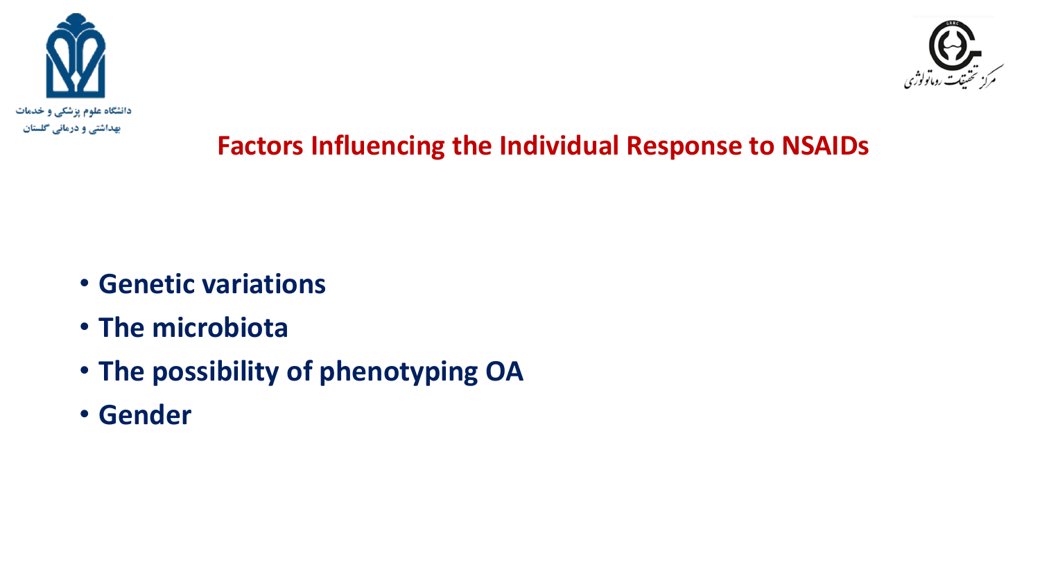# Factors Influencing the Individual Response to NSAIDs

- Genetic variations
- The microbiota
- The possibility of phenotyping OA
- Gender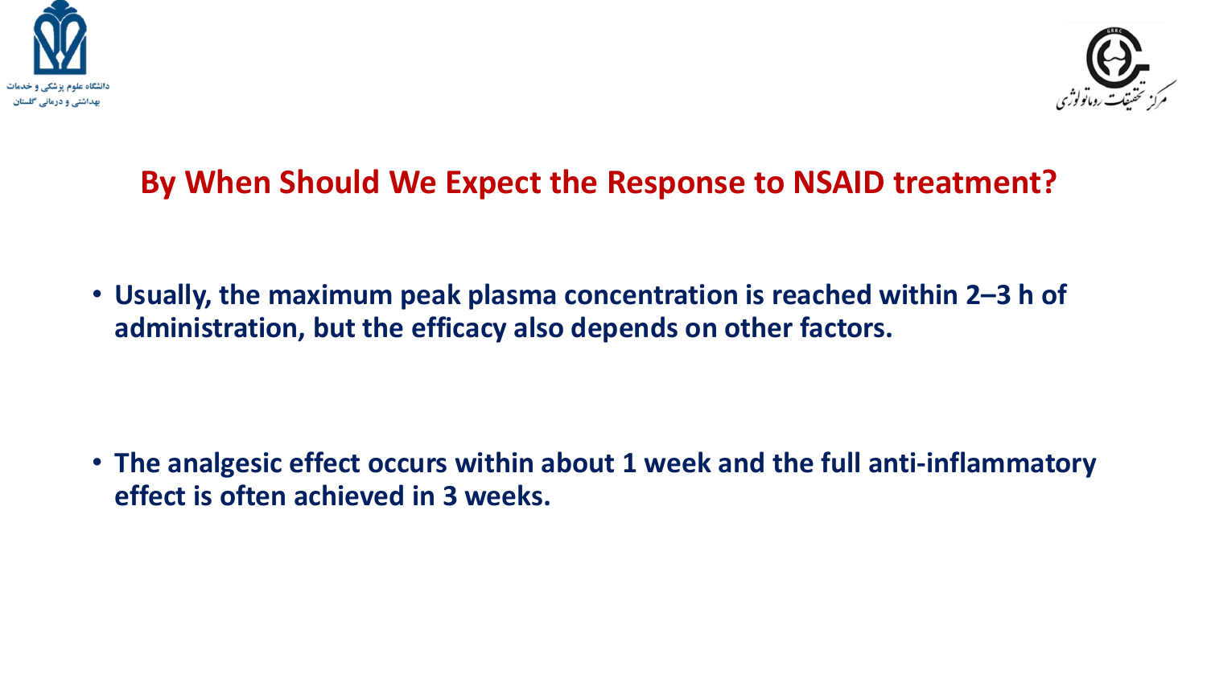# By When Should We Expect the Response to NSAID treatment?

- **Usually, the maximum peak plasma concentration is reached within 2–3 h of administration, but the efficacy also depends on other factors.**

- **The analgesic effect occurs within about 1 week and the full anti-inflammatory effect is often achieved in 3 weeks.**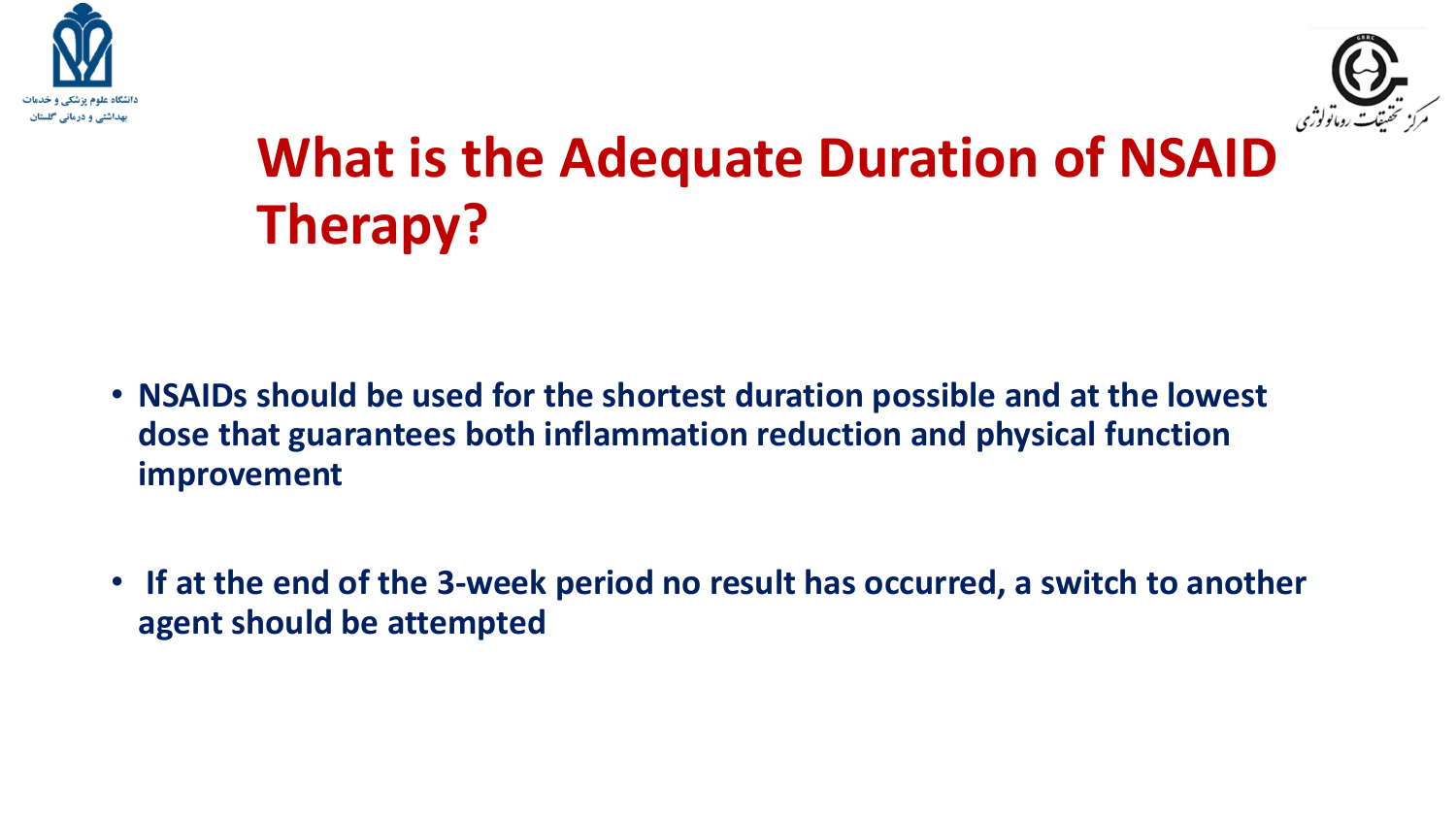# What is the Adequate Duration of NSAID Therapy?

- **NSAIDs should be used for the shortest duration possible and at the lowest dose that guarantees both inflammation reduction and physical function improvement**

- **If at the end of the 3-week period no result has occurred, a switch to another agent should be attempted**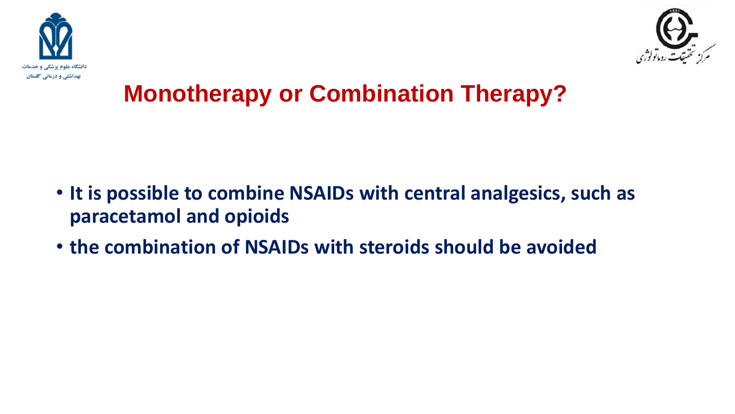# Monotherapy or Combination Therapy?

- **It is possible to combine NSAIDs with central analgesics, such as paracetamol and opioids**
- **the combination of NSAIDs with steroids should be avoided**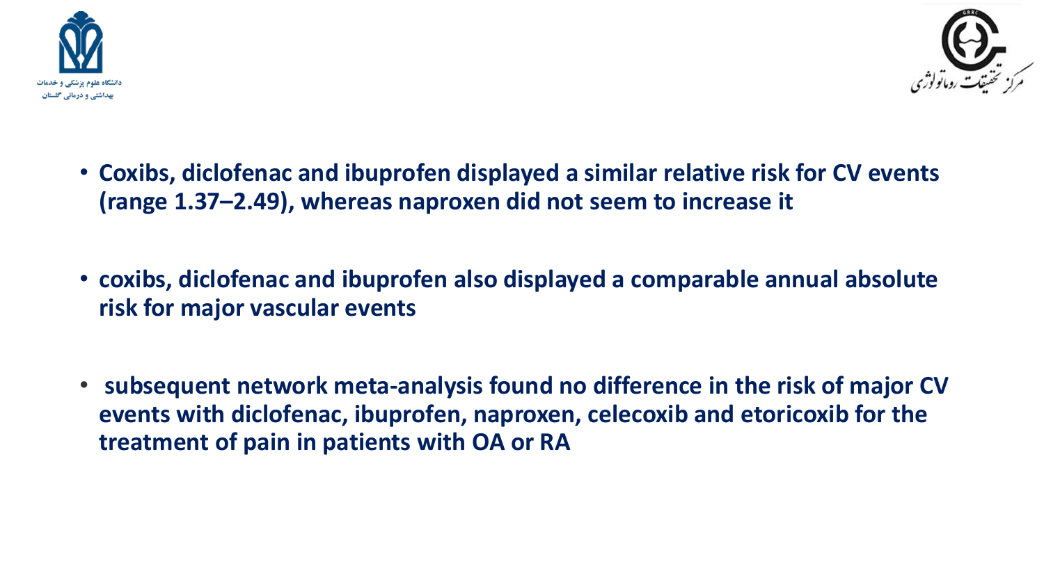- Coxibs, diclofenac and ibuprofen displayed a similar relative risk for CV events (range 1.37–2.49), whereas naproxen did not seem to increase it

- coxibs, diclofenac and ibuprofen also displayed a comparable annual absolute risk for major vascular events

- subsequent network meta-analysis found no difference in the risk of major CV events with diclofenac, ibuprofen, naproxen, celecoxib and etoricoxib for the treatment of pain in patients with OA or RA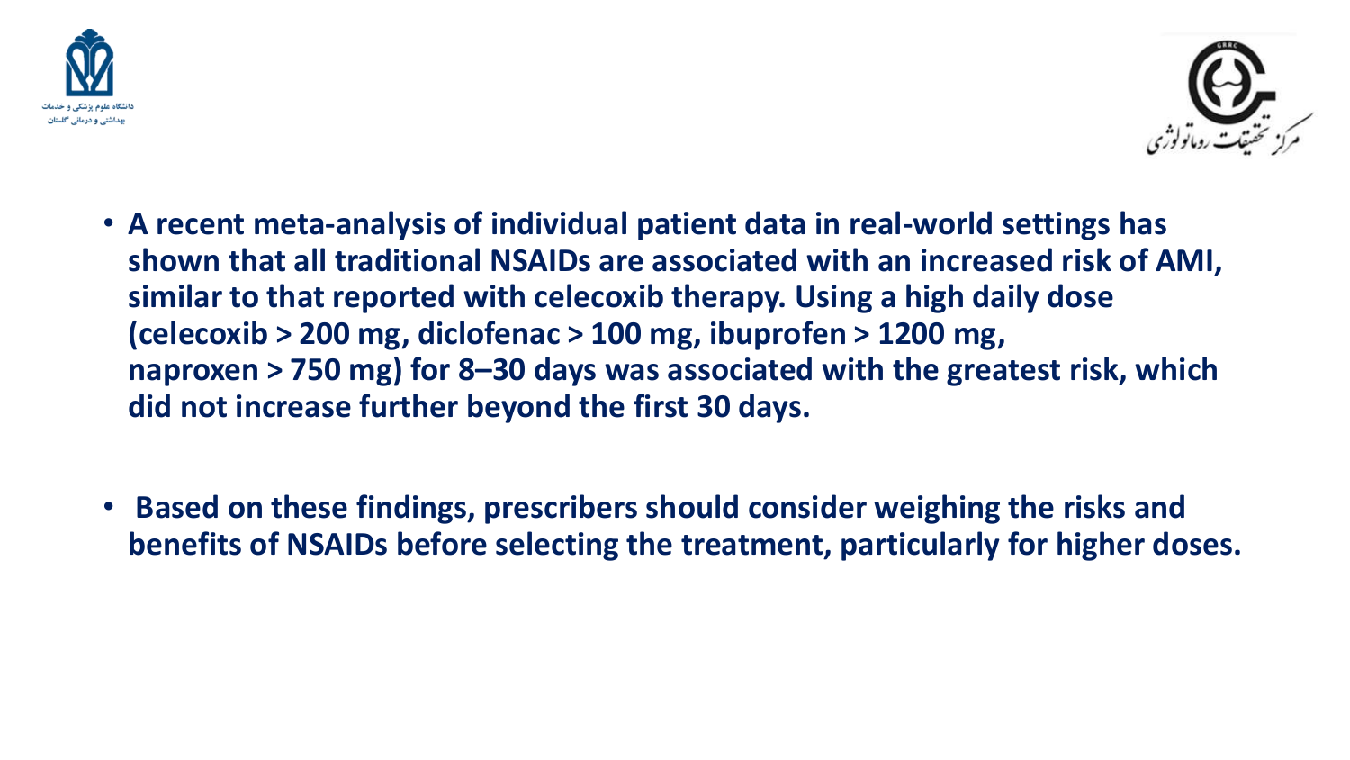- **A recent meta-analysis of individual patient data in real-world settings has shown that all traditional NSAIDs are associated with an increased risk of AMI, similar to that reported with celecoxib therapy. Using a high daily dose (celecoxib > 200 mg, diclofenac > 100 mg, ibuprofen > 1200 mg, naproxen > 750 mg) for 8–30 days was associated with the greatest risk, which did not increase further beyond the first 30 days.**

- **Based on these findings, prescribers should consider weighing the risks and benefits of NSAIDs before selecting the treatment, particularly for higher doses.**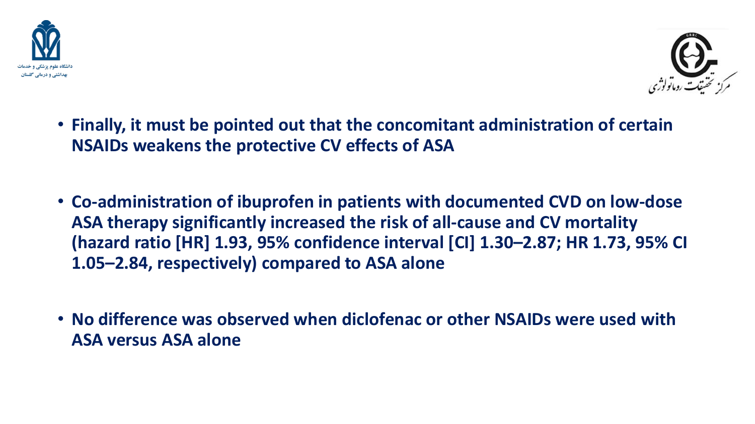- **Finally, it must be pointed out that the concomitant administration of certain NSAIDs weakens the protective CV effects of ASA**

- **Co-administration of ibuprofen in patients with documented CVD on low-dose ASA therapy significantly increased the risk of all-cause and CV mortality (hazard ratio [HR] 1.93, 95% confidence interval [CI] 1.30–2.87; HR 1.73, 95% CI 1.05–2.84, respectively) compared to ASA alone**

- **No difference was observed when diclofenac or other NSAIDs were used with ASA versus ASA alone**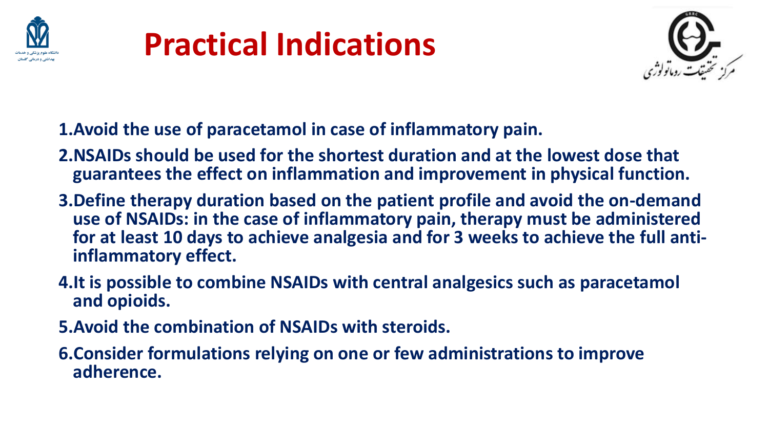# Practical Indications

1. Avoid the use of paracetamol in case of inflammatory pain.
2. NSAIDs should be used for the shortest duration and at the lowest dose that guarantees the effect on inflammation and improvement in physical function.
3. Define therapy duration based on the patient profile and avoid the on-demand use of NSAIDs: in the case of inflammatory pain, therapy must be administered for at least 10 days to achieve analgesia and for 3 weeks to achieve the full anti-inflammatory effect.
4. It is possible to combine NSAIDs with central analgesics such as paracetamol and opioids.
5. Avoid the combination of NSAIDs with steroids.
6. Consider formulations relying on one or few administrations to improve adherence.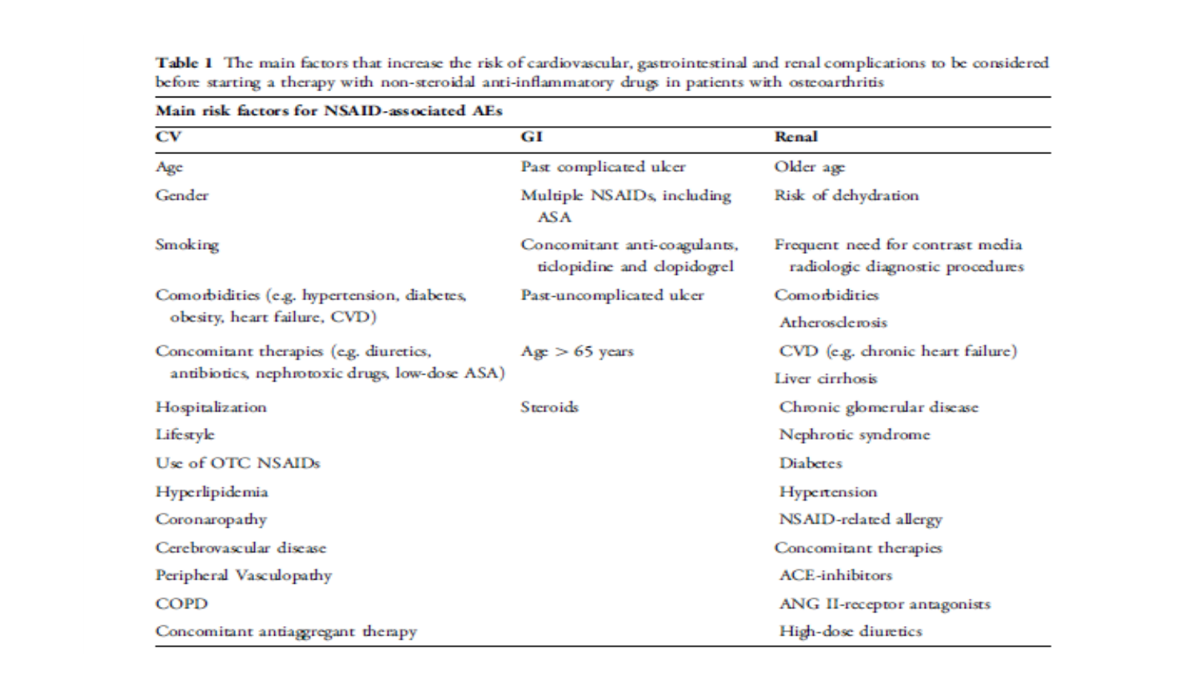**Table 1** The main factors that increase the risk of cardiovascular, gastrointestinal and renal complications to be considered before starting a therapy with non-steroidal anti-inflammatory drugs in patients with osteoarthritis

| Main risk factors for NSAID-associated AEs | | |
|---|---|---|
| **CV** | **GI** | **Renal** |
| Age | Past complicated ulcer | Older age |
| Gender | Multiple NSAIDs, including ASA | Risk of dehydration |
| Smoking | Concomitant anti-coagulants, ticlopidine and clopidogrel | Frequent need for contrast media radiologic diagnostic procedures |
| Comorbidities (e.g. hypertension, diabetes, obesity, heart failure, CVD) | Past-uncomplicated ulcer | Comorbidities |
| | | Atherosclerosis |
| Concomitant therapies (e.g. diuretics, antibiotics, nephrotoxic drugs, low-dose ASA) | Age > 65 years | CVD (e.g. chronic heart failure) |
| | | Liver cirrhosis |
| Hospitalization | Steroids | Chronic glomerular disease |
| Lifestyle | | Nephrotic syndrome |
| Use of OTC NSAIDs | | Diabetes |
| Hyperlipidemia | | Hypertension |
| Coronaropathy | | NSAID-related allergy |
| Cerebrovascular disease | | Concomitant therapies |
| Peripheral Vasculopathy | | ACE-inhibitors |
| COPD | | ANG II-receptor antagonists |
| Concomitant antiaggregant therapy | | High-dose diuretics |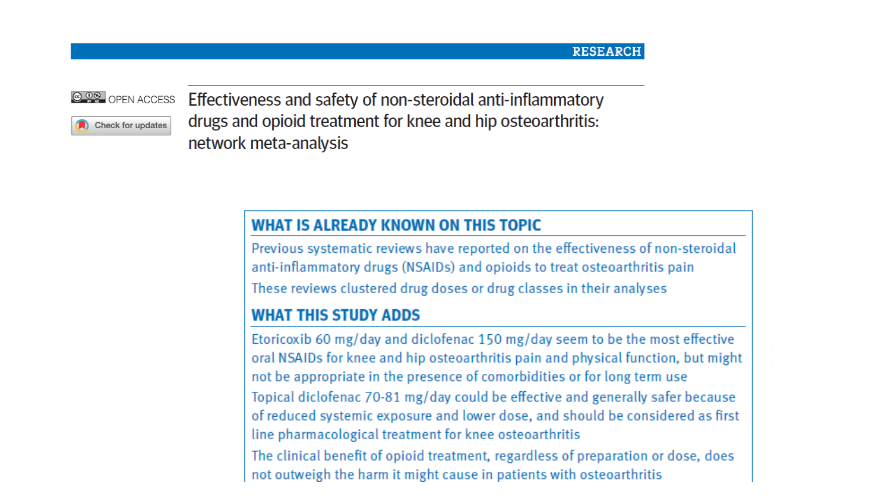RESEARCH

OPEN ACCESS

# Effectiveness and safety of non-steroidal anti-inflammatory drugs and opioid treatment for knee and hip osteoarthritis: network meta-analysis

## WHAT IS ALREADY KNOWN ON THIS TOPIC

Previous systematic reviews have reported on the effectiveness of non-steroidal anti-inflammatory drugs (NSAIDs) and opioids to treat osteoarthritis pain

These reviews clustered drug doses or drug classes in their analyses

## WHAT THIS STUDY ADDS

Etoricoxib 60 mg/day and diclofenac 150 mg/day seem to be the most effective oral NSAIDs for knee and hip osteoarthritis pain and physical function, but might not be appropriate in the presence of comorbidities or for long term use

Topical diclofenac 70-81 mg/day could be effective and generally safer because of reduced systemic exposure and lower dose, and should be considered as first line pharmacological treatment for knee osteoarthritis

The clinical benefit of opioid treatment, regardless of preparation or dose, does not outweigh the harm it might cause in patients with osteoarthritis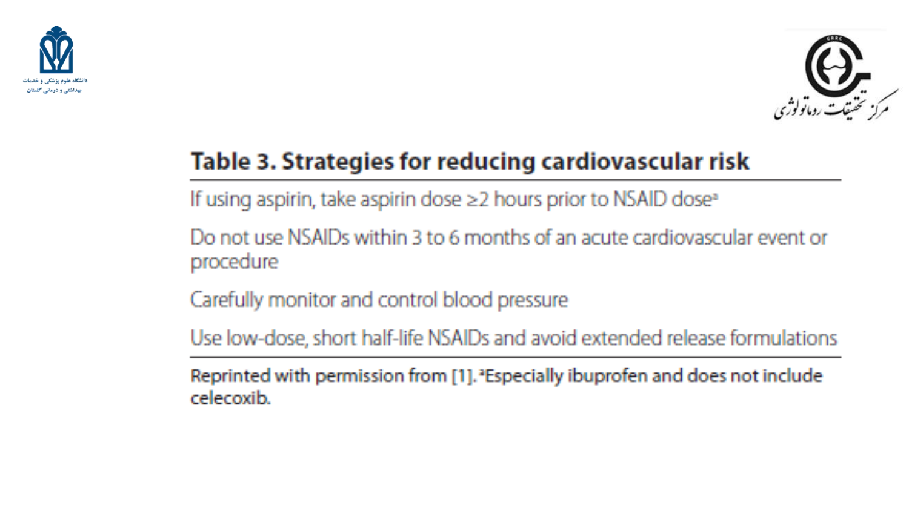**Table 3. Strategies for reducing cardiovascular risk**

| |
|---|
| If using aspirin, take aspirin dose ≥2 hours prior to NSAID dose[a] |
| Do not use NSAIDs within 3 to 6 months of an acute cardiovascular event or procedure |
| Carefully monitor and control blood pressure |
| Use low-dose, short half-life NSAIDs and avoid extended release formulations |

Reprinted with permission from [1]. [a]Especially ibuprofen and does not include celecoxib.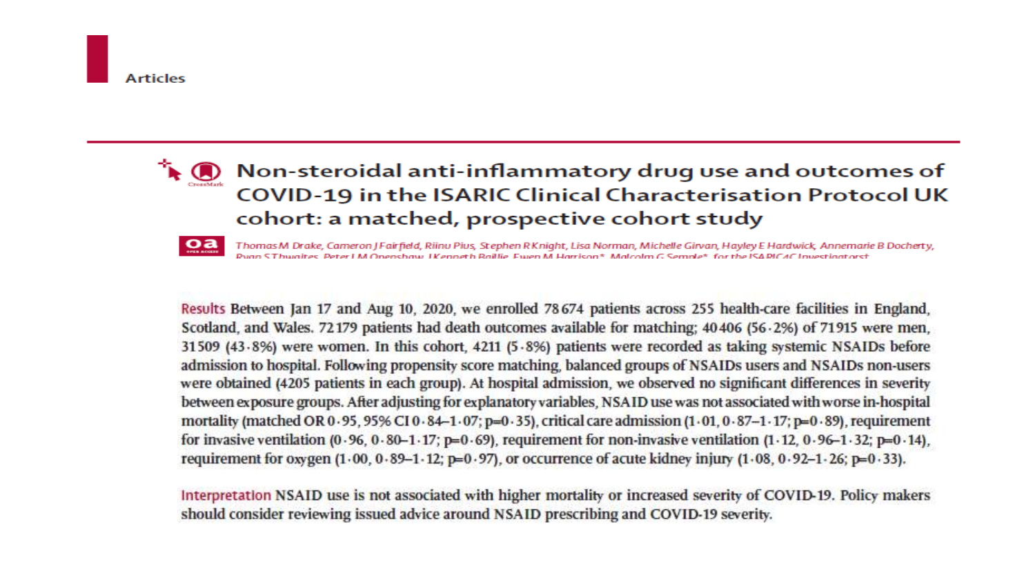Articles

# Non-steroidal anti-inflammatory drug use and outcomes of COVID-19 in the ISARIC Clinical Characterisation Protocol UK cohort: a matched, prospective cohort study

*Thomas M Drake, Cameron J Fairfield, Riinu Pius, Stephen R Knight, Lisa Norman, Michelle Girvan, Hayley E Hardwick, Annemarie B Docherty, Ryan S Thwaites, Peter J M Openshaw, J Kenneth Baillie, Ewen M Harrison\*, Malcolm G Semple\*, for the ISARIC4C Investigators†*

**Results** Between Jan 17 and Aug 10, 2020, we enrolled 78 674 patients across 255 health-care facilities in England, Scotland, and Wales. 72 179 patients had death outcomes available for matching; 40 406 (56·2%) of 71 915 were men, 31 509 (43·8%) were women. In this cohort, 4211 (5·8%) patients were recorded as taking systemic NSAIDs before admission to hospital. Following propensity score matching, balanced groups of NSAIDs users and NSAIDs non-users were obtained (4205 patients in each group). At hospital admission, we observed no significant differences in severity between exposure groups. After adjusting for explanatory variables, NSAID use was not associated with worse in-hospital mortality (matched OR 0·95, 95% CI 0·84–1·07; p=0·35), critical care admission (1·01, 0·87–1·17; p=0·89), requirement for invasive ventilation (0·96, 0·80–1·17; p=0·69), requirement for non-invasive ventilation (1·12, 0·96–1·32; p=0·14), requirement for oxygen (1·00, 0·89–1·12; p=0·97), or occurrence of acute kidney injury (1·08, 0·92–1·26; p=0·33).

**Interpretation** NSAID use is not associated with higher mortality or increased severity of COVID-19. Policy makers should consider reviewing issued advice around NSAID prescribing and COVID-19 severity.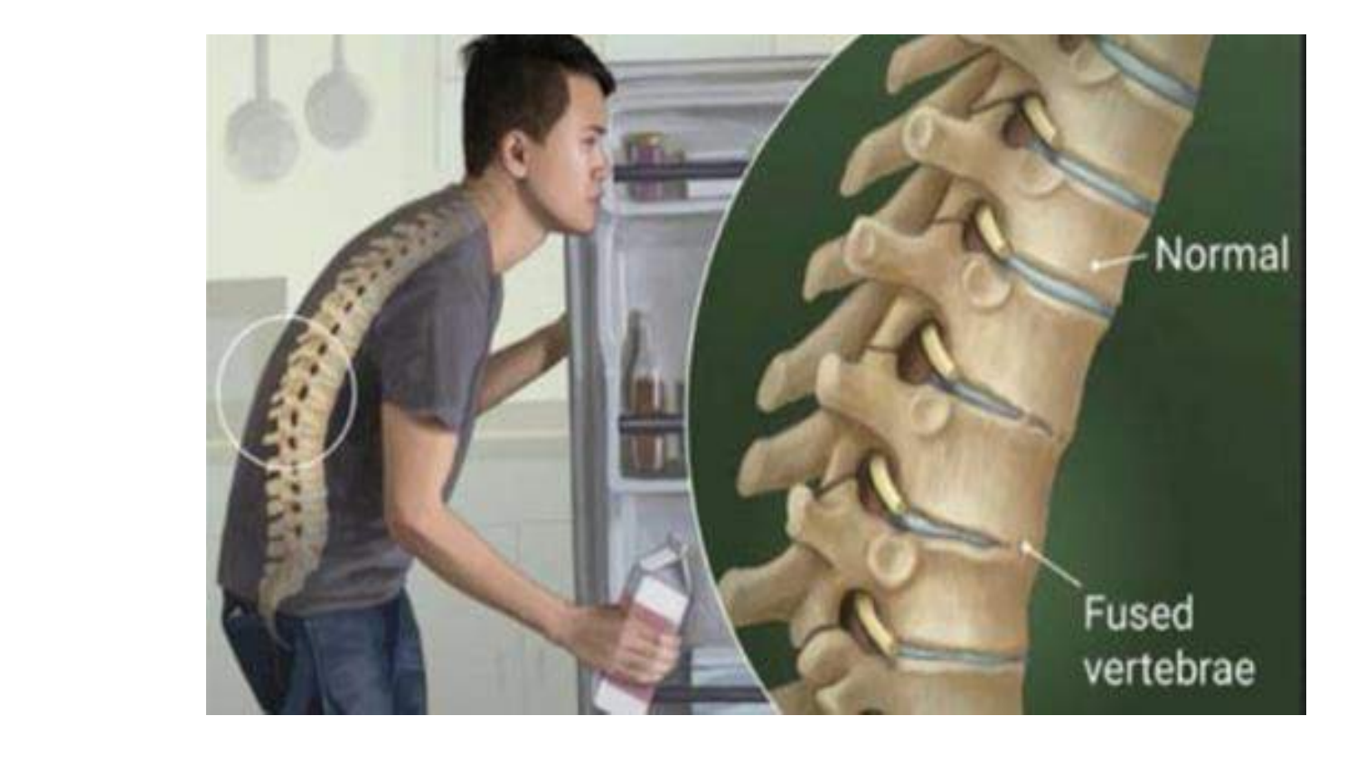Normal

Fused vertebrae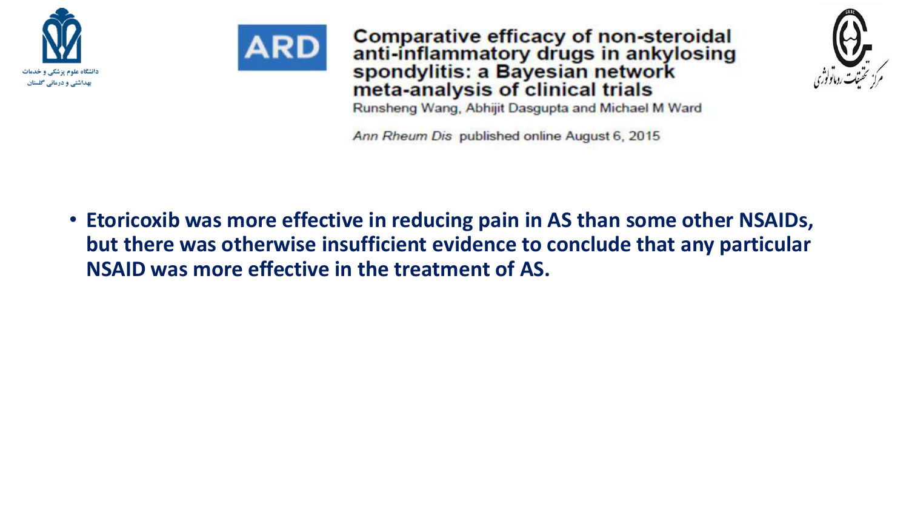ARD

**Comparative efficacy of non-steroidal anti-inflammatory drugs in ankylosing spondylitis: a Bayesian network meta-analysis of clinical trials**

Runsheng Wang, Abhijit Dasgupta and Michael M Ward

*Ann Rheum Dis* published online August 6, 2015

- **Etoricoxib was more effective in reducing pain in AS than some other NSAIDs, but there was otherwise insufficient evidence to conclude that any particular NSAID was more effective in the treatment of AS.**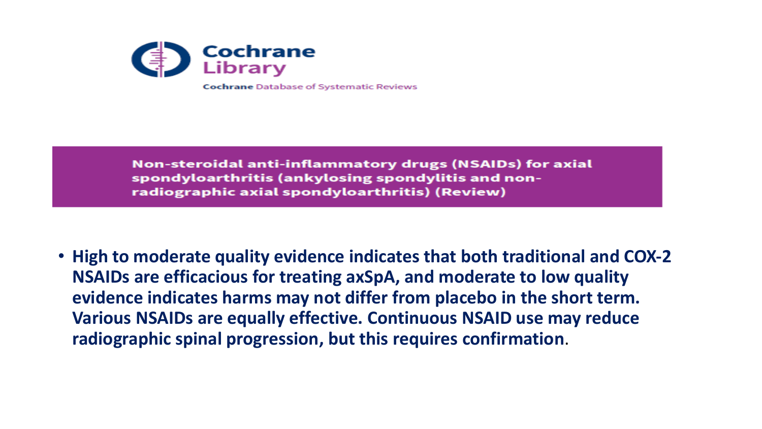Cochrane Library

Cochrane Database of Systematic Reviews

## Non-steroidal anti-inflammatory drugs (NSAIDs) for axial spondyloarthritis (ankylosing spondylitis and non-radiographic axial spondyloarthritis) (Review)

- **High to moderate quality evidence indicates that both traditional and COX-2 NSAIDs are efficacious for treating axSpA, and moderate to low quality evidence indicates harms may not differ from placebo in the short term. Various NSAIDs are equally effective. Continuous NSAID use may reduce radiographic spinal progression, but this requires confirmation**.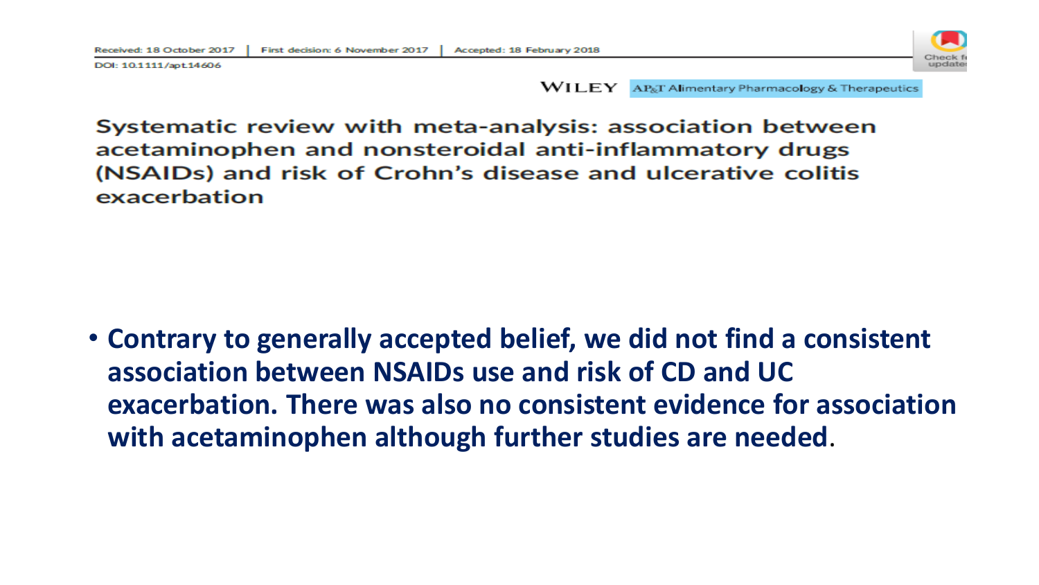Received: 18 October 2017 | First decision: 6 November 2017 | Accepted: 18 February 2018

DOI: 10.1111/apt.14606

WILEY AP&T Alimentary Pharmacology & Therapeutics

# Systematic review with meta-analysis: association between acetaminophen and nonsteroidal anti-inflammatory drugs (NSAIDs) and risk of Crohn's disease and ulcerative colitis exacerbation

- **Contrary to generally accepted belief, we did not find a consistent association between NSAIDs use and risk of CD and UC exacerbation. There was also no consistent evidence for association with acetaminophen although further studies are needed**.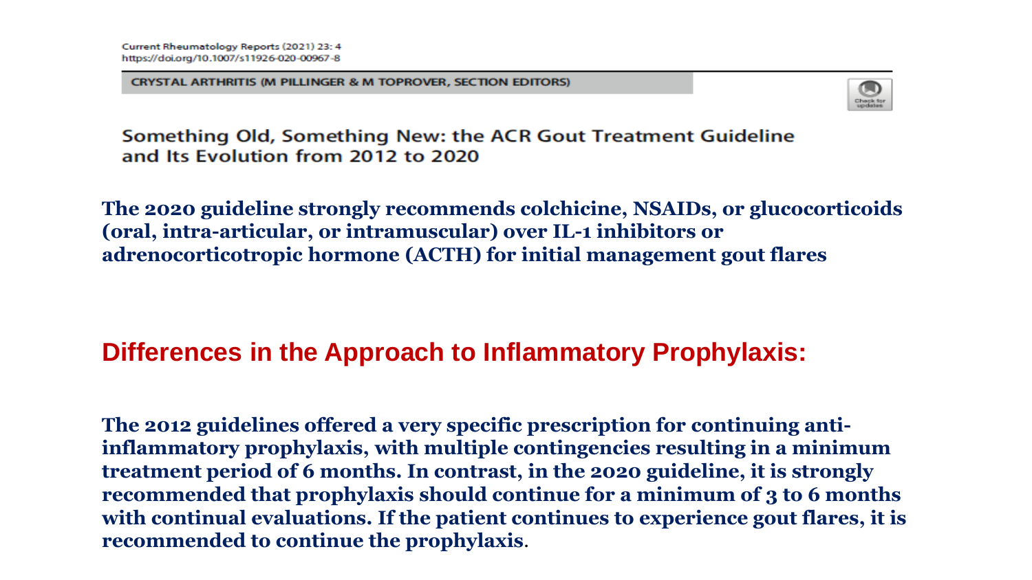Current Rheumatology Reports (2021) 23: 4
https://doi.org/10.1007/s11926-020-00967-8

CRYSTAL ARTHRITIS (M PILLINGER & M TOPROVER, SECTION EDITORS)

# Something Old, Something New: the ACR Gout Treatment Guideline and Its Evolution from 2012 to 2020

**The 2020 guideline strongly recommends colchicine, NSAIDs, or glucocorticoids (oral, intra-articular, or intramuscular) over IL-1 inhibitors or adrenocorticotropic hormone (ACTH) for initial management gout flares**

## Differences in the Approach to Inflammatory Prophylaxis:

**The 2012 guidelines offered a very specific prescription for continuing anti-inflammatory prophylaxis, with multiple contingencies resulting in a minimum treatment period of 6 months. In contrast, in the 2020 guideline, it is strongly recommended that prophylaxis should continue for a minimum of 3 to 6 months with continual evaluations. If the patient continues to experience gout flares, it is recommended to continue the prophylaxis**.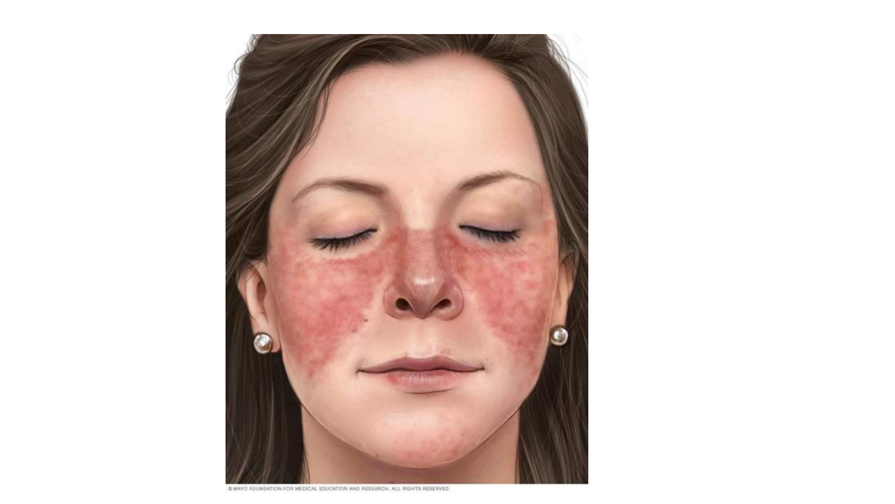© MAYO FOUNDATION FOR MEDICAL EDUCATION AND RESEARCH. ALL RIGHTS RESERVED.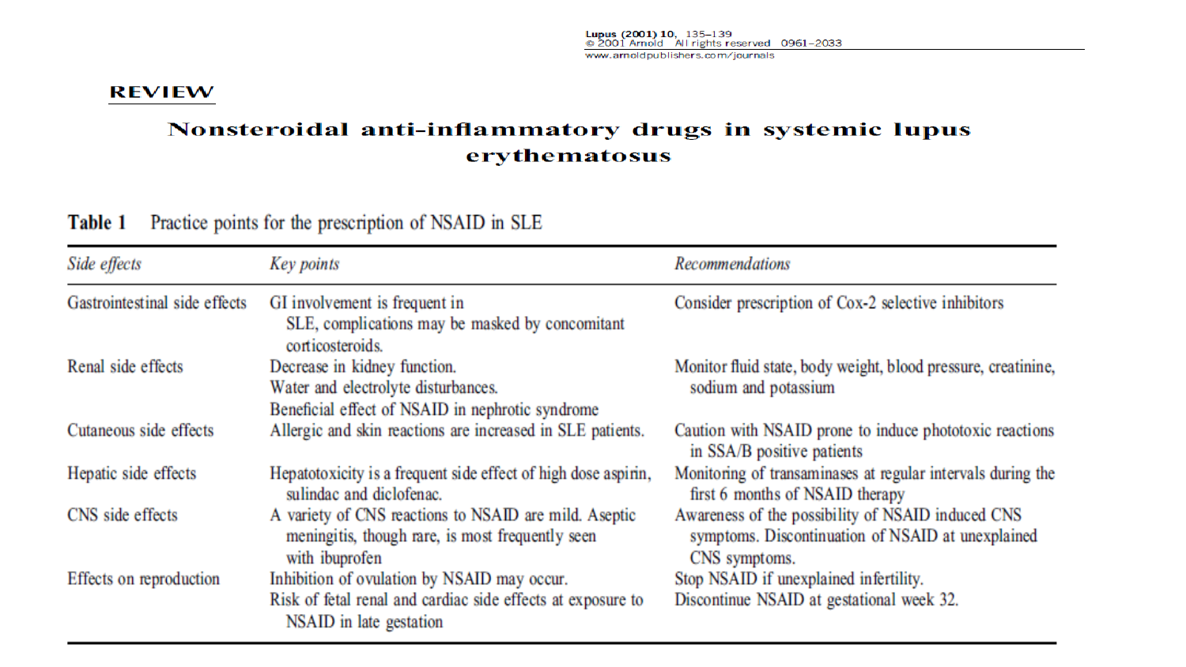REVIEW

# Nonsteroidal anti-inflammatory drugs in systemic lupus erythematosus

**Table 1** Practice points for the prescription of NSAID in SLE

| *Side effects* | *Key points* | *Recommendations* |
|---|---|---|
| Gastrointestinal side effects | GI involvement is frequent in SLE, complications may be masked by concomitant corticosteroids. | Consider prescription of Cox-2 selective inhibitors |
| Renal side effects | Decrease in kidney function. Water and electrolyte disturbances. Beneficial effect of NSAID in nephrotic syndrome | Monitor fluid state, body weight, blood pressure, creatinine, sodium and potassium |
| Cutaneous side effects | Allergic and skin reactions are increased in SLE patients. | Caution with NSAID prone to induce phototoxic reactions in SSA/B positive patients |
| Hepatic side effects | Hepatotoxicity is a frequent side effect of high dose aspirin, sulindac and diclofenac. | Monitoring of transaminases at regular intervals during the first 6 months of NSAID therapy |
| CNS side effects | A variety of CNS reactions to NSAID are mild. Aseptic meningitis, though rare, is most frequently seen with ibuprofen | Awareness of the possibility of NSAID induced CNS symptoms. Discontinuation of NSAID at unexplained CNS symptoms. |
| Effects on reproduction | Inhibition of ovulation by NSAID may occur. Risk of fetal renal and cardiac side effects at exposure to NSAID in late gestation | Stop NSAID if unexplained infertility. Discontinue NSAID at gestational week 32. |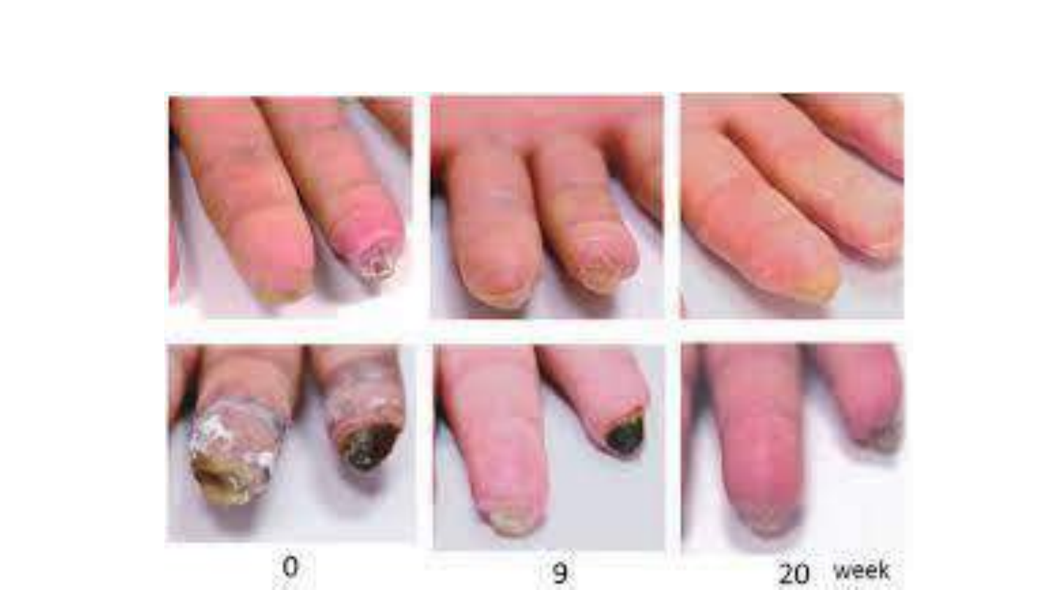0 9 20 week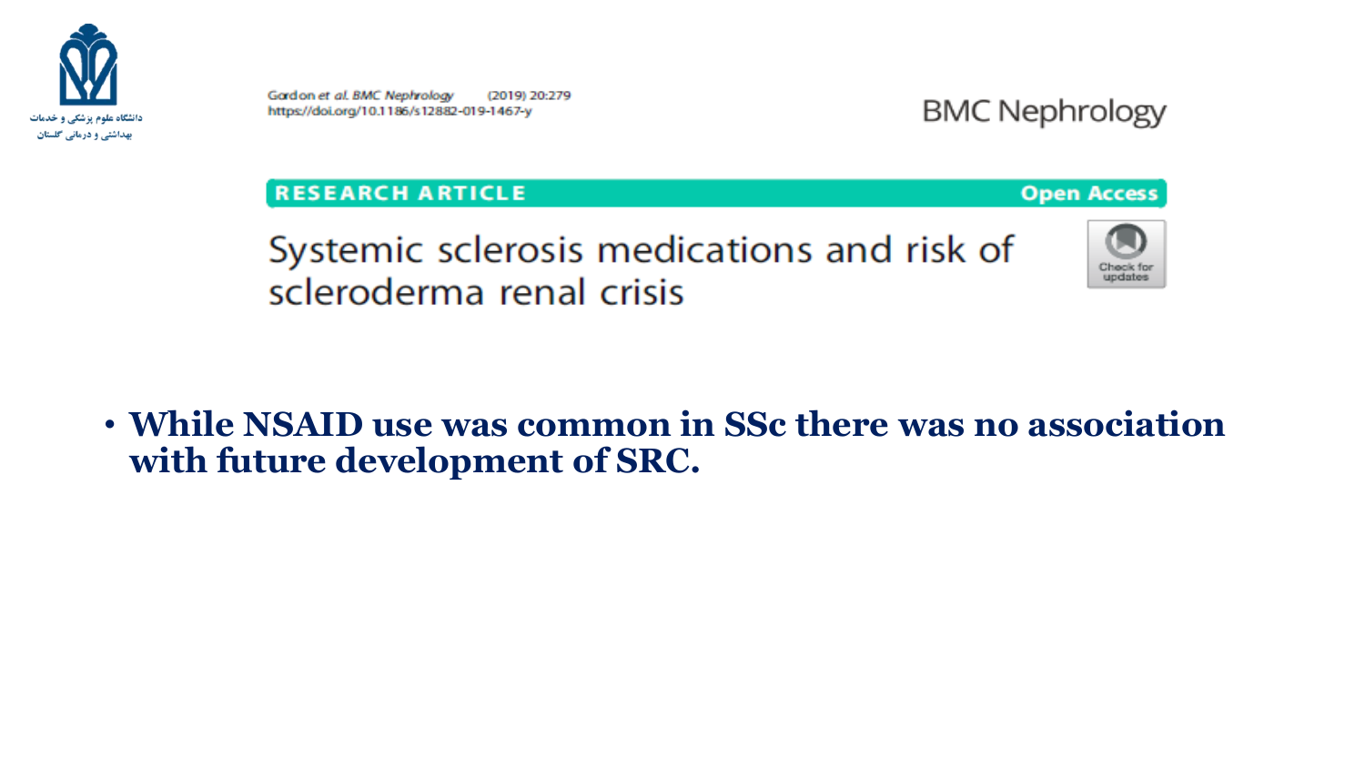دانشگاه علوم پزشکی و خدمات بهداشتی و درمانی گلستان

Gordon *et al. BMC Nephrology* (2019) 20:279
https://doi.org/10.1186/s12882-019-1467-y

BMC Nephrology

RESEARCH ARTICLE — Open Access

# Systemic sclerosis medications and risk of scleroderma renal crisis

- **While NSAID use was common in SSc there was no association with future development of SRC.**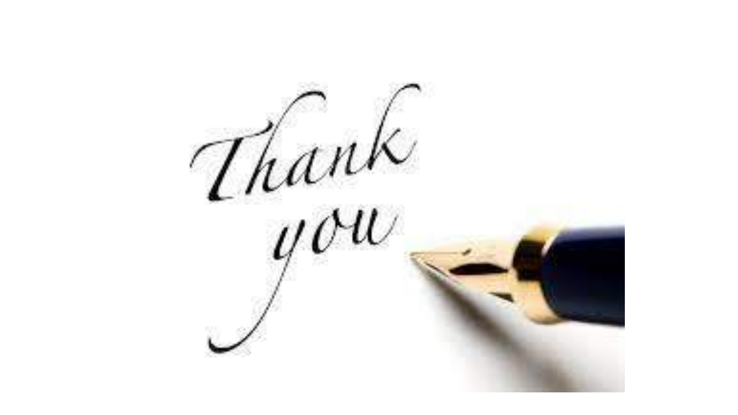Thank you